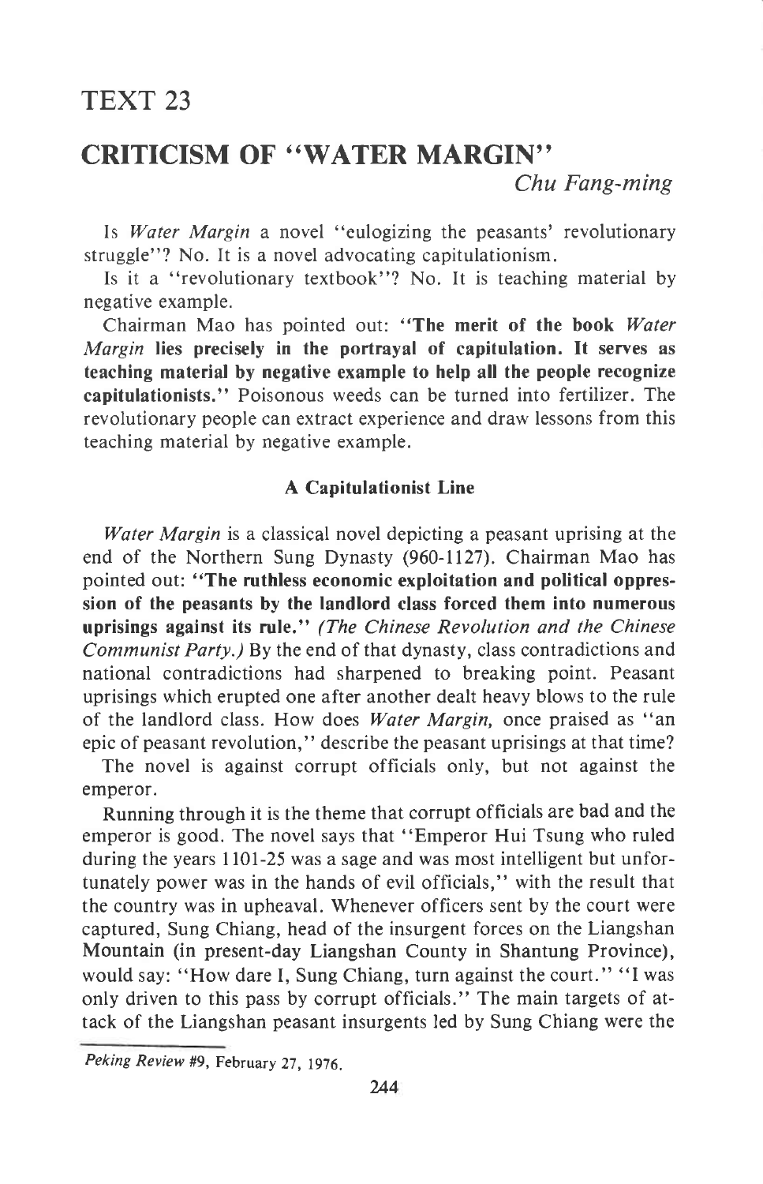# TEXT 23

## CRITICISM OF "WATER MARGIN"

*Chu Fang-ming*

Is *Water Margin* a novel "eulogizing the peasants' revolutionary struggle"? No. It is a novel advocating capitulationism.

Is it a "revolutionary textbook"? No. It is teaching material by negative example.

Chairman Mao has pointed out: **"The merit of the book *Water Margin* lies precisely in the portrayal of capitulation. It serves as teaching material by negative example to help all the people recognize capitulationists."** Poisonous weeds can be turned into fertilizer. The revolutionary people can extract experience and draw lessons from this teaching material by negative example.

### A Capitulationist Line

*Water Margin* is a classical novel depicting a peasant uprising at the end of the Northern Sung Dynasty (960-1127). Chairman Mao has pointed out: **"The ruthless economic exploitation and political oppression of the peasants by the landlord class forced them into numerous uprisings against its rule."** *(The Chinese Revolution and the Chinese Communist Party.)* By the end of that dynasty, class contradictions and national contradictions had sharpened to breaking point. Peasant uprisings which erupted one after another dealt heavy blows to the rule of the landlord class. How does *Water Margin,* once praised as "an epic of peasant revolution," describe the peasant uprisings at that time?

The novel is against corrupt officials only, but not against the emperor.

Running through it is the theme that corrupt officials are bad and the emperor is good. The novel says that "Emperor Hui Tsung who ruled during the years 1101-25 was a sage and was most intelligent but unfortunately power was in the hands of evil officials," with the result that the country was in upheaval. Whenever officers sent by the court were captured, Sung Chiang, head of the insurgent forces on the Liangshan Mountain (in present-day Liangshan County in Shantung Province), would say: "How dare I, Sung Chiang, turn against the court." "I was only driven to this pass by corrupt officials." The main targets of attack of the Liangshan peasant insurgents led by Sung Chiang were the

*Peking Review* #9, February 27, 1976.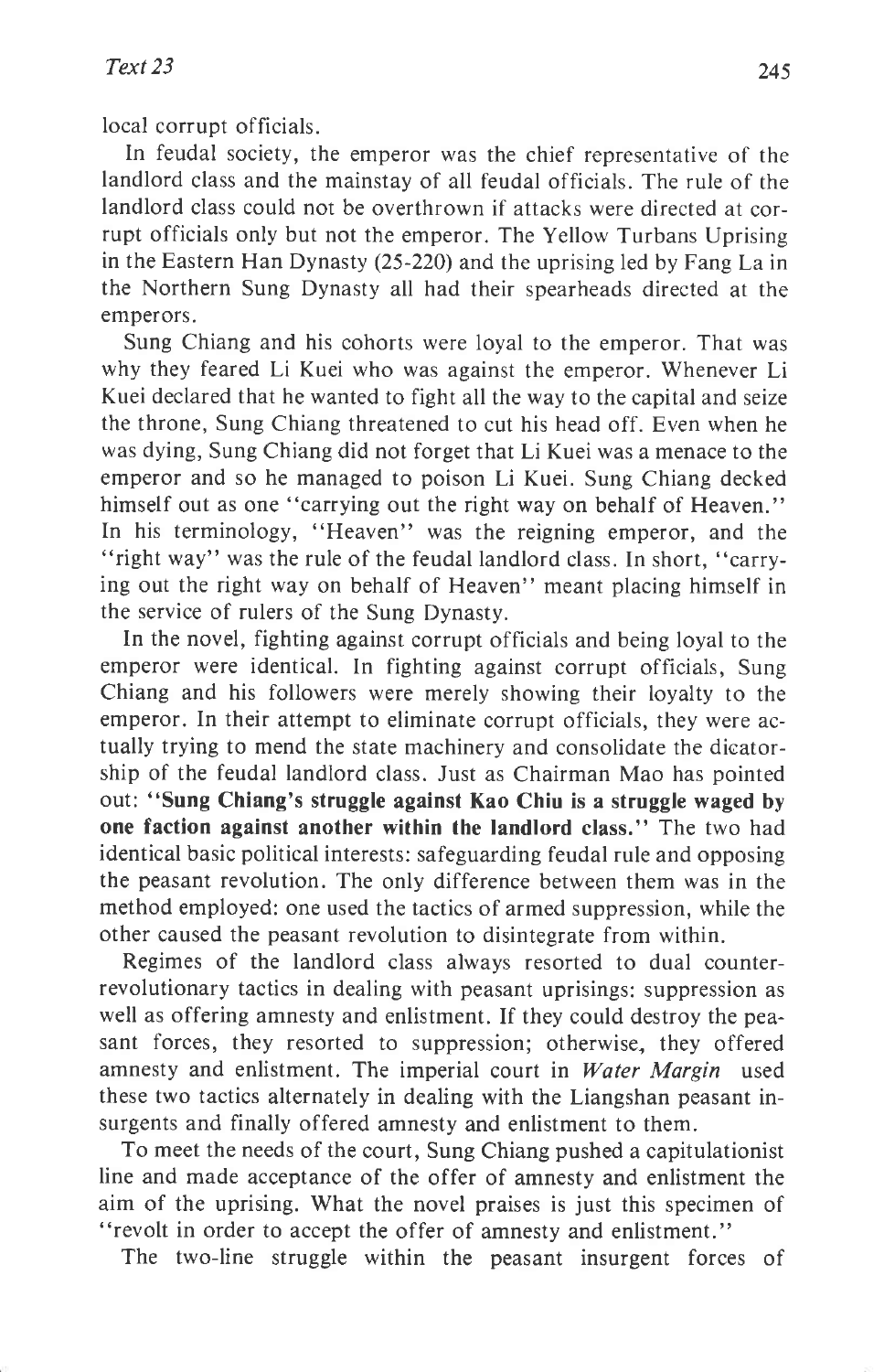local corrupt officials.

In feudal society, the emperor was the chief representative of the landlord class and the mainstay of all feudal officials. The rule of the landlord class could not be overthrown if attacks were directed at corrupt officials only but not the emperor. The Yellow Turbans Uprising in the Eastern Han Dynasty (25-220) and the uprising led by Fang La in the Northern Sung Dynasty all had their spearheads directed at the emperors.

Sung Chiang and his cohorts were loyal to the emperor. That was why they feared Li Kuei who was against the emperor. Whenever Li Kuei declared that he wanted to fight all the way to the capital and seize the throne, Sung Chiang threatened to cut his head off. Even when he was dying, Sung Chiang did not forget that Li Kuei was a menace to the emperor and so he managed to poison Li Kuei. Sung Chiang decked himself out as one "carrying out the right way on behalf of Heaven." In his terminology, "Heaven" was the reigning emperor, and the "right way" was the rule of the feudal landlord class. In short, "carrying out the right way on behalf of Heaven" meant placing himself in the service of rulers of the Sung Dynasty.

In the novel, fighting against corrupt officials and being loyal to the emperor were identical. In fighting against corrupt officials, Sung Chiang and his followers were merely showing their loyalty to the emperor. In their attempt to eliminate corrupt officials, they were actually trying to mend the state machinery and consolidate the dictatorship of the feudal landlord class. Just as Chairman Mao has pointed out: **"Sung Chiang's struggle against Kao Chiu is a struggle waged by one faction against another within the landlord class."** The two had identical basic political interests: safeguarding feudal rule and opposing the peasant revolution. The only difference between them was in the method employed: one used the tactics of armed suppression, while the other caused the peasant revolution to disintegrate from within.

Regimes of the landlord class always resorted to dual counter-revolutionary tactics in dealing with peasant uprisings: suppression as well as offering amnesty and enlistment. If they could destroy the peasant forces, they resorted to suppression; otherwise, they offered amnesty and enlistment. The imperial court in *Water Margin* used these two tactics alternately in dealing with the Liangshan peasant insurgents and finally offered amnesty and enlistment to them.

To meet the needs of the court, Sung Chiang pushed a capitulationist line and made acceptance of the offer of amnesty and enlistment the aim of the uprising. What the novel praises is just this specimen of "revolt in order to accept the offer of amnesty and enlistment."

The two-line struggle within the peasant insurgent forces of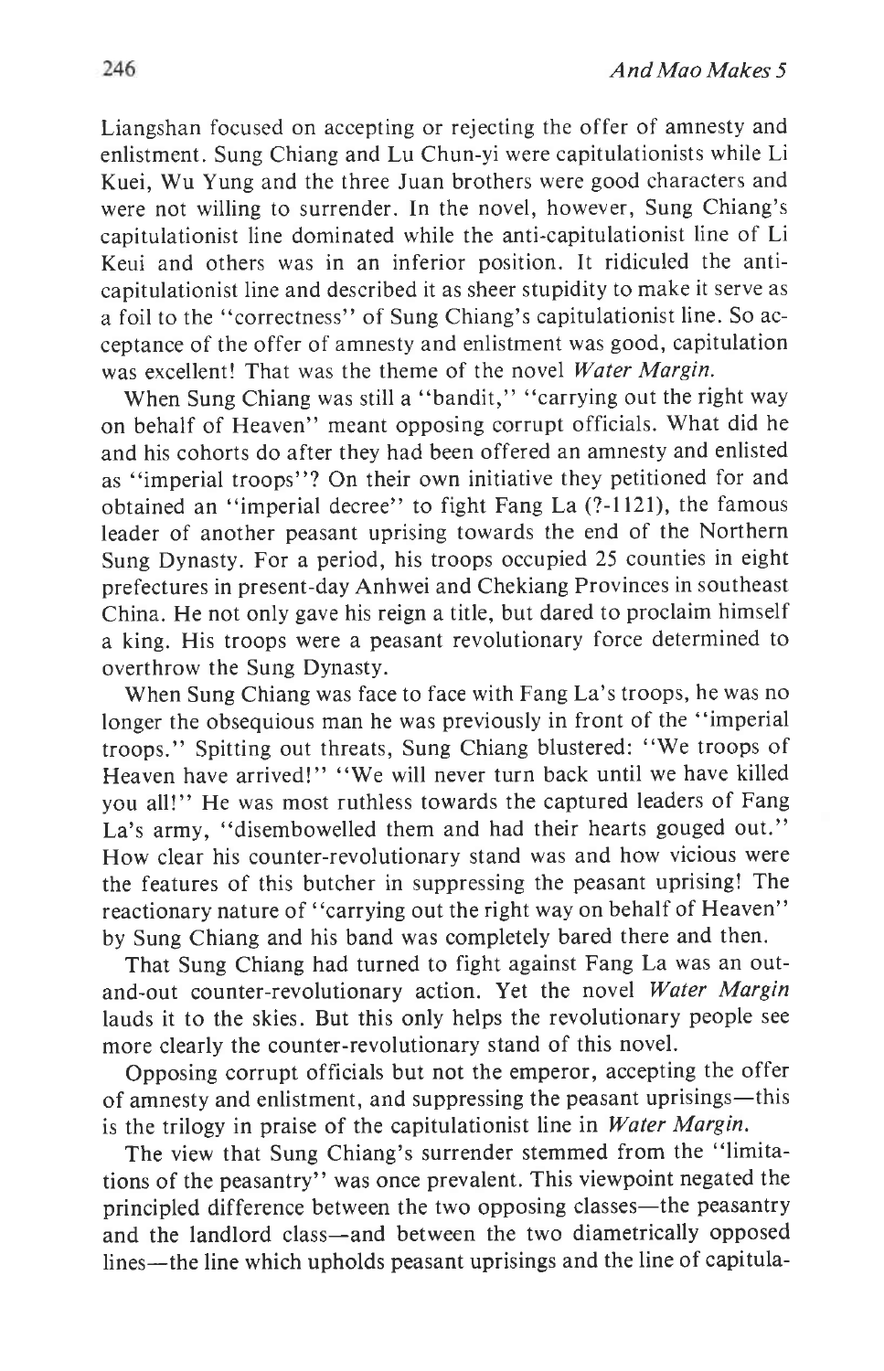Liangshan focused on accepting or rejecting the offer of amnesty and enlistment. Sung Chiang and Lu Chun-yi were capitulationists while Li Kuei, Wu Yung and the three Juan brothers were good characters and were not willing to surrender. In the novel, however, Sung Chiang's capitulationist line dominated while the anti-capitulationist line of Li Keui and others was in an inferior position. It ridiculed the anti-capitulationist line and described it as sheer stupidity to make it serve as a foil to the "correctness" of Sung Chiang's capitulationist line. So acceptance of the offer of amnesty and enlistment was good, capitulation was excellent! That was the theme of the novel *Water Margin.*

When Sung Chiang was still a "bandit," "carrying out the right way on behalf of Heaven" meant opposing corrupt officials. What did he and his cohorts do after they had been offered an amnesty and enlisted as "imperial troops"? On their own initiative they petitioned for and obtained an "imperial decree" to fight Fang La (?-1121), the famous leader of another peasant uprising towards the end of the Northern Sung Dynasty. For a period, his troops occupied 25 counties in eight prefectures in present-day Anhwei and Chekiang Provinces in southeast China. He not only gave his reign a title, but dared to proclaim himself a king. His troops were a peasant revolutionary force determined to overthrow the Sung Dynasty.

When Sung Chiang was face to face with Fang La's troops, he was no longer the obsequious man he was previously in front of the "imperial troops." Spitting out threats, Sung Chiang blustered: "We troops of Heaven have arrived!" "We will never turn back until we have killed you all!" He was most ruthless towards the captured leaders of Fang La's army, "disembowelled them and had their hearts gouged out." How clear his counter-revolutionary stand was and how vicious were the features of this butcher in suppressing the peasant uprising! The reactionary nature of "carrying out the right way on behalf of Heaven" by Sung Chiang and his band was completely bared there and then.

That Sung Chiang had turned to fight against Fang La was an out-and-out counter-revolutionary action. Yet the novel *Water Margin* lauds it to the skies. But this only helps the revolutionary people see more clearly the counter-revolutionary stand of this novel.

Opposing corrupt officials but not the emperor, accepting the offer of amnesty and enlistment, and suppressing the peasant uprisings—this is the trilogy in praise of the capitulationist line in *Water Margin.*

The view that Sung Chiang's surrender stemmed from the "limitations of the peasantry" was once prevalent. This viewpoint negated the principled difference between the two opposing classes—the peasantry and the landlord class—and between the two diametrically opposed lines—the line which upholds peasant uprisings and the line of capitula-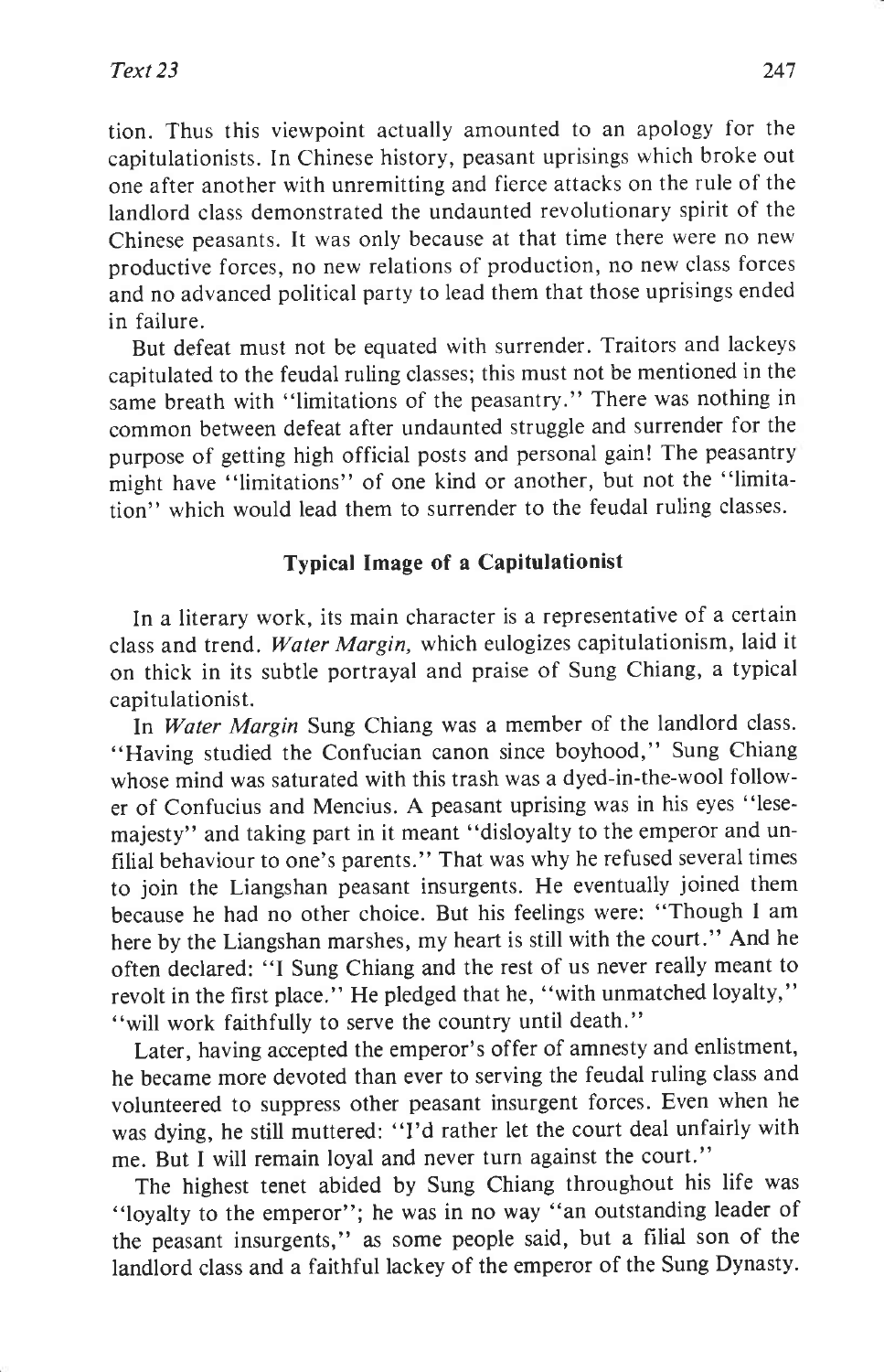tion. Thus this viewpoint actually amounted to an apology for the capitulationists. In Chinese history, peasant uprisings which broke out one after another with unremitting and fierce attacks on the rule of the landlord class demonstrated the undaunted revolutionary spirit of the Chinese peasants. It was only because at that time there were no new productive forces, no new relations of production, no new class forces and no advanced political party to lead them that those uprisings ended in failure.

But defeat must not be equated with surrender. Traitors and lackeys capitulated to the feudal ruling classes; this must not be mentioned in the same breath with "limitations of the peasantry." There was nothing in common between defeat after undaunted struggle and surrender for the purpose of getting high official posts and personal gain! The peasantry might have "limitations" of one kind or another, but not the "limitation" which would lead them to surrender to the feudal ruling classes.

### Typical Image of a Capitulationist

In a literary work, its main character is a representative of a certain class and trend. *Water Margin,* which eulogizes capitulationism, laid it on thick in its subtle portrayal and praise of Sung Chiang, a typical capitulationist.

In *Water Margin* Sung Chiang was a member of the landlord class. "Having studied the Confucian canon since boyhood," Sung Chiang whose mind was saturated with this trash was a dyed-in-the-wool follower of Confucius and Mencius. A peasant uprising was in his eyes "lese-majesty" and taking part in it meant "disloyalty to the emperor and unfilial behaviour to one's parents." That was why he refused several times to join the Liangshan peasant insurgents. He eventually joined them because he had no other choice. But his feelings were: "Though I am here by the Liangshan marshes, my heart is still with the court." And he often declared: "I Sung Chiang and the rest of us never really meant to revolt in the first place." He pledged that he, "with unmatched loyalty," "will work faithfully to serve the country until death."

Later, having accepted the emperor's offer of amnesty and enlistment, he became more devoted than ever to serving the feudal ruling class and volunteered to suppress other peasant insurgent forces. Even when he was dying, he still muttered: "I'd rather let the court deal unfairly with me. But I will remain loyal and never turn against the court."

The highest tenet abided by Sung Chiang throughout his life was "loyalty to the emperor"; he was in no way "an outstanding leader of the peasant insurgents," as some people said, but a filial son of the landlord class and a faithful lackey of the emperor of the Sung Dynasty.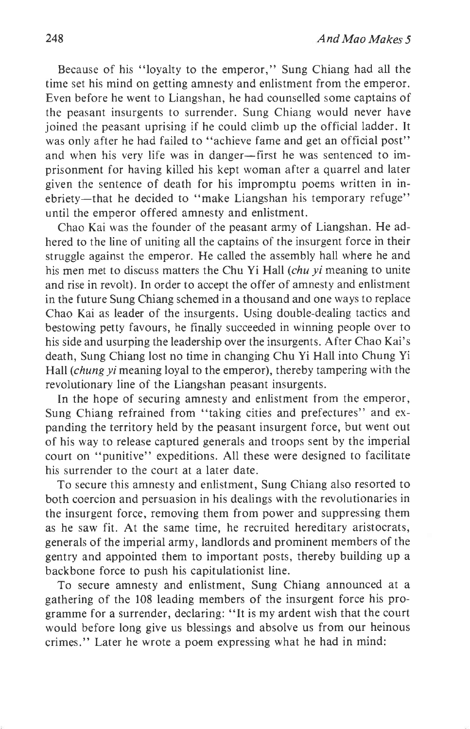Because of his "loyalty to the emperor," Sung Chiang had all the time set his mind on getting amnesty and enlistment from the emperor. Even before he went to Liangshan, he had counselled some captains of the peasant insurgents to surrender. Sung Chiang would never have joined the peasant uprising if he could climb up the official ladder. It was only after he had failed to "achieve fame and get an official post" and when his very life was in danger—first he was sentenced to imprisonment for having killed his kept woman after a quarrel and later given the sentence of death for his impromptu poems written in inebriety—that he decided to "make Liangshan his temporary refuge" until the emperor offered amnesty and enlistment.

Chao Kai was the founder of the peasant army of Liangshan. He adhered to the line of uniting all the captains of the insurgent force in their struggle against the emperor. He called the assembly hall where he and his men met to discuss matters the Chu Yi Hall (*chu yi* meaning to unite and rise in revolt). In order to accept the offer of amnesty and enlistment in the future Sung Chiang schemed in a thousand and one ways to replace Chao Kai as leader of the insurgents. Using double-dealing tactics and bestowing petty favours, he finally succeeded in winning people over to his side and usurping the leadership over the insurgents. After Chao Kai's death, Sung Chiang lost no time in changing Chu Yi Hall into Chung Yi Hall (*chung yi* meaning loyal to the emperor), thereby tampering with the revolutionary line of the Liangshan peasant insurgents.

In the hope of securing amnesty and enlistment from the emperor, Sung Chiang refrained from "taking cities and prefectures" and expanding the territory held by the peasant insurgent force, but went out of his way to release captured generals and troops sent by the imperial court on "punitive" expeditions. All these were designed to facilitate his surrender to the court at a later date.

To secure this amnesty and enlistment, Sung Chiang also resorted to both coercion and persuasion in his dealings with the revolutionaries in the insurgent force, removing them from power and suppressing them as he saw fit. At the same time, he recruited hereditary aristocrats, generals of the imperial army, landlords and prominent members of the gentry and appointed them to important posts, thereby building up a backbone force to push his capitulationist line.

To secure amnesty and enlistment, Sung Chiang announced at a gathering of the 108 leading members of the insurgent force his programme for a surrender, declaring: "It is my ardent wish that the court would before long give us blessings and absolve us from our heinous crimes." Later he wrote a poem expressing what he had in mind: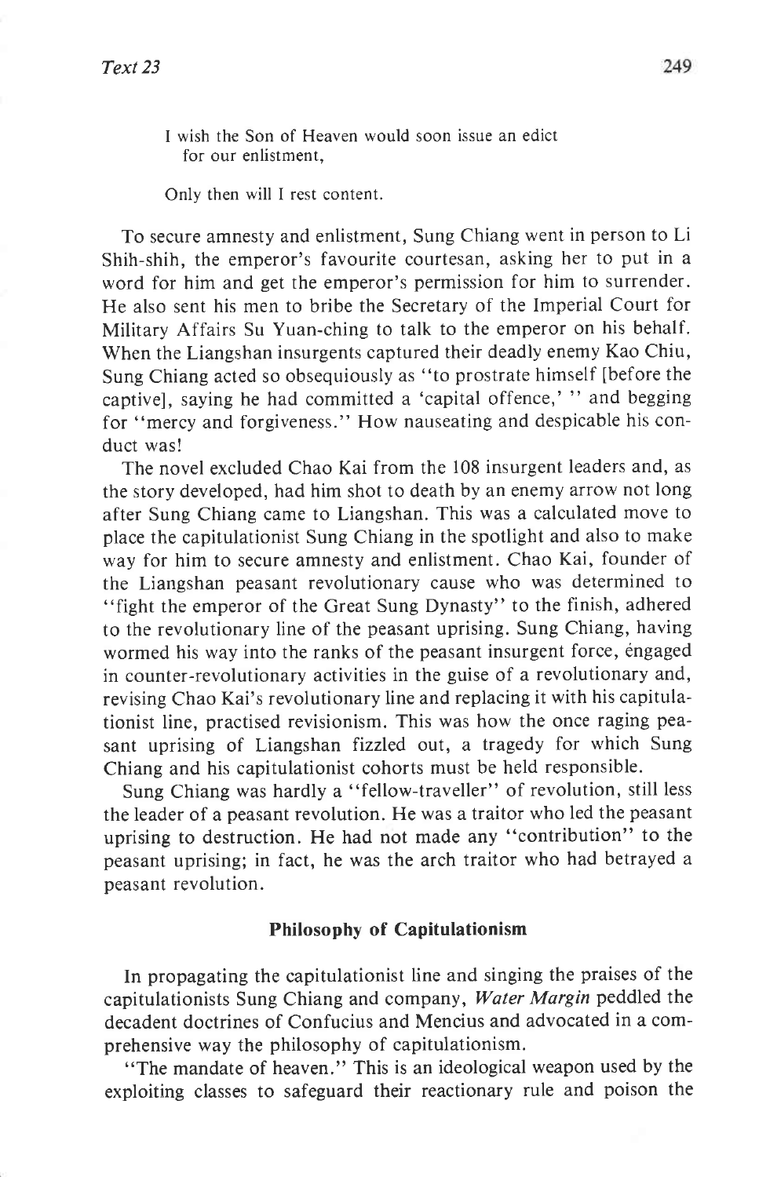I wish the Son of Heaven would soon issue an edict
for our enlistment,

Only then will I rest content.

To secure amnesty and enlistment, Sung Chiang went in person to Li Shih-shih, the emperor's favourite courtesan, asking her to put in a word for him and get the emperor's permission for him to surrender. He also sent his men to bribe the Secretary of the Imperial Court for Military Affairs Su Yuan-ching to talk to the emperor on his behalf. When the Liangshan insurgents captured their deadly enemy Kao Chiu, Sung Chiang acted so obsequiously as "to prostrate himself [before the captive], saying he had committed a 'capital offence,' " and begging for "mercy and forgiveness." How nauseating and despicable his conduct was!

The novel excluded Chao Kai from the 108 insurgent leaders and, as the story developed, had him shot to death by an enemy arrow not long after Sung Chiang came to Liangshan. This was a calculated move to place the capitulationist Sung Chiang in the spotlight and also to make way for him to secure amnesty and enlistment. Chao Kai, founder of the Liangshan peasant revolutionary cause who was determined to "fight the emperor of the Great Sung Dynasty" to the finish, adhered to the revolutionary line of the peasant uprising. Sung Chiang, having wormed his way into the ranks of the peasant insurgent force, engaged in counter-revolutionary activities in the guise of a revolutionary and, revising Chao Kai's revolutionary line and replacing it with his capitulationist line, practised revisionism. This was how the once raging peasant uprising of Liangshan fizzled out, a tragedy for which Sung Chiang and his capitulationist cohorts must be held responsible.

Sung Chiang was hardly a "fellow-traveller" of revolution, still less the leader of a peasant revolution. He was a traitor who led the peasant uprising to destruction. He had not made any "contribution" to the peasant uprising; in fact, he was the arch traitor who had betrayed a peasant revolution.

## Philosophy of Capitulationism

In propagating the capitulationist line and singing the praises of the capitulationists Sung Chiang and company, *Water Margin* peddled the decadent doctrines of Confucius and Mencius and advocated in a comprehensive way the philosophy of capitulationism.

"The mandate of heaven." This is an ideological weapon used by the exploiting classes to safeguard their reactionary rule and poison the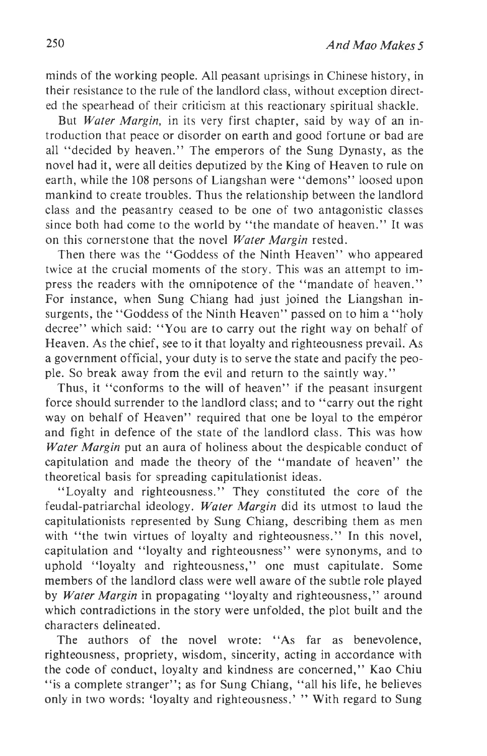minds of the working people. All peasant uprisings in Chinese history, in their resistance to the rule of the landlord class, without exception directed the spearhead of their criticism at this reactionary spiritual shackle.

But *Water Margin*, in its very first chapter, said by way of an introduction that peace or disorder on earth and good fortune or bad are all "decided by heaven." The emperors of the Sung Dynasty, as the novel had it, were all deities deputized by the King of Heaven to rule on earth, while the 108 persons of Liangshan were "demons" loosed upon mankind to create troubles. Thus the relationship between the landlord class and the peasantry ceased to be one of two antagonistic classes since both had come to the world by "the mandate of heaven." It was on this cornerstone that the novel *Water Margin* rested.

Then there was the "Goddess of the Ninth Heaven" who appeared twice at the crucial moments of the story. This was an attempt to impress the readers with the omnipotence of the "mandate of heaven." For instance, when Sung Chiang had just joined the Liangshan insurgents, the "Goddess of the Ninth Heaven" passed on to him a "holy decree" which said: "You are to carry out the right way on behalf of Heaven. As the chief, see to it that loyalty and righteousness prevail. As a government official, your duty is to serve the state and pacify the people. So break away from the evil and return to the saintly way."

Thus, it "conforms to the will of heaven" if the peasant insurgent force should surrender to the landlord class; and to "carry out the right way on behalf of Heaven" required that one be loyal to the emperor and fight in defence of the state of the landlord class. This was how *Water Margin* put an aura of holiness about the despicable conduct of capitulation and made the theory of the "mandate of heaven" the theoretical basis for spreading capitulationist ideas.

"Loyalty and righteousness." They constituted the core of the feudal-patriarchal ideology. *Water Margin* did its utmost to laud the capitulationists represented by Sung Chiang, describing them as men with "the twin virtues of loyalty and righteousness." In this novel, capitulation and "loyalty and righteousness" were synonyms, and to uphold "loyalty and righteousness," one must capitulate. Some members of the landlord class were well aware of the subtle role played by *Water Margin* in propagating "loyalty and righteousness," around which contradictions in the story were unfolded, the plot built and the characters delineated.

The authors of the novel wrote: "As far as benevolence, righteousness, propriety, wisdom, sincerity, acting in accordance with the code of conduct, loyalty and kindness are concerned," Kao Chiu "is a complete stranger"; as for Sung Chiang, "all his life, he believes only in two words: 'loyalty and righteousness.' " With regard to Sung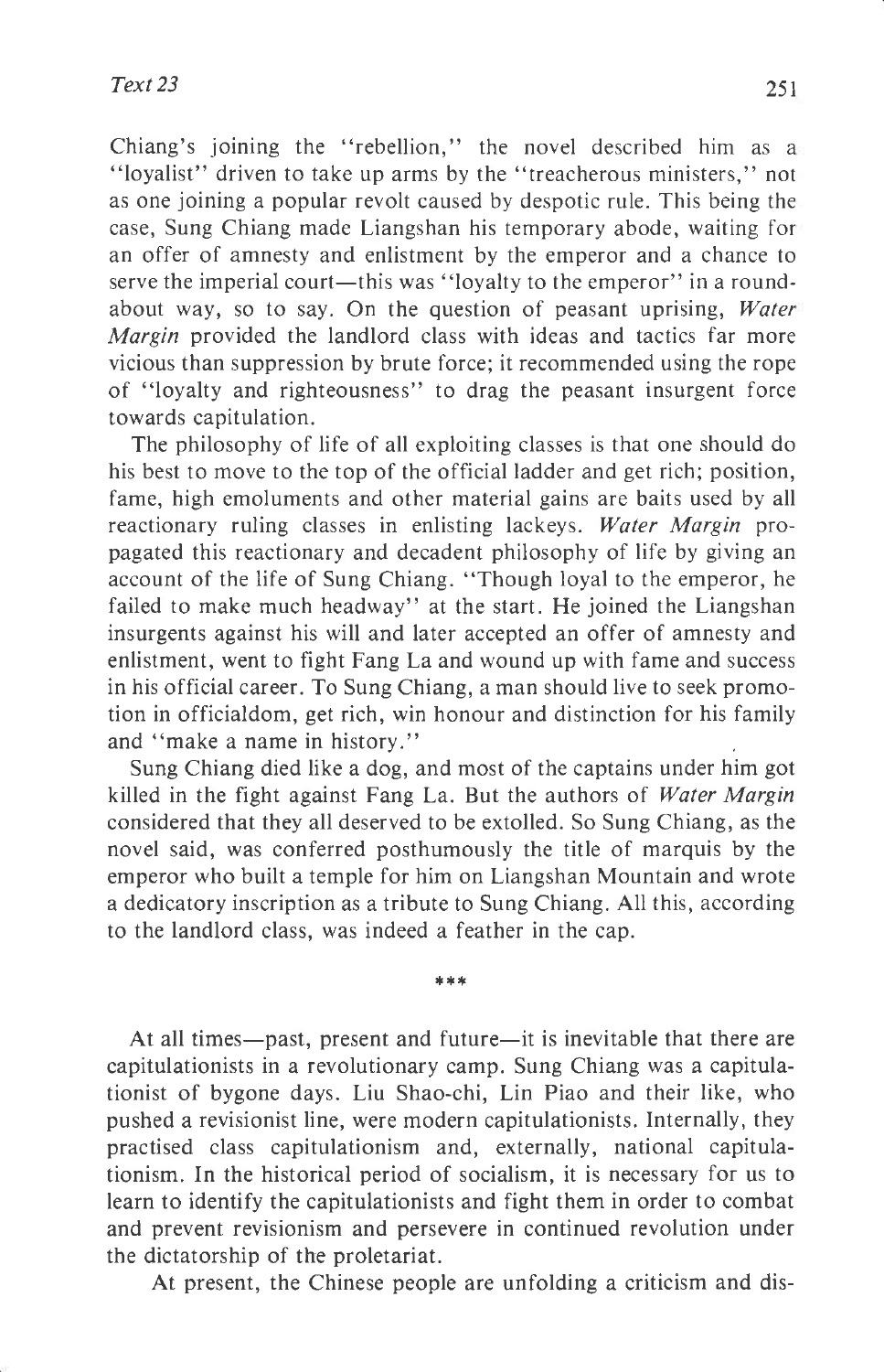Chiang's joining the "rebellion," the novel described him as a "loyalist" driven to take up arms by the "treacherous ministers," not as one joining a popular revolt caused by despotic rule. This being the case, Sung Chiang made Liangshan his temporary abode, waiting for an offer of amnesty and enlistment by the emperor and a chance to serve the imperial court—this was "loyalty to the emperor" in a roundabout way, so to say. On the question of peasant uprising, *Water Margin* provided the landlord class with ideas and tactics far more vicious than suppression by brute force; it recommended using the rope of "loyalty and righteousness" to drag the peasant insurgent force towards capitulation.

The philosophy of life of all exploiting classes is that one should do his best to move to the top of the official ladder and get rich; position, fame, high emoluments and other material gains are baits used by all reactionary ruling classes in enlisting lackeys. *Water Margin* propagated this reactionary and decadent philosophy of life by giving an account of the life of Sung Chiang. "Though loyal to the emperor, he failed to make much headway" at the start. He joined the Liangshan insurgents against his will and later accepted an offer of amnesty and enlistment, went to fight Fang La and wound up with fame and success in his official career. To Sung Chiang, a man should live to seek promotion in officialdom, get rich, win honour and distinction for his family and "make a name in history."

Sung Chiang died like a dog, and most of the captains under him got killed in the fight against Fang La. But the authors of *Water Margin* considered that they all deserved to be extolled. So Sung Chiang, as the novel said, was conferred posthumously the title of marquis by the emperor who built a temple for him on Liangshan Mountain and wrote a dedicatory inscription as a tribute to Sung Chiang. All this, according to the landlord class, was indeed a feather in the cap.

***

At all times—past, present and future—it is inevitable that there are capitulationists in a revolutionary camp. Sung Chiang was a capitulationist of bygone days. Liu Shao-chi, Lin Piao and their like, who pushed a revisionist line, were modern capitulationists. Internally, they practised class capitulationism and, externally, national capitulationism. In the historical period of socialism, it is necessary for us to learn to identify the capitulationists and fight them in order to combat and prevent revisionism and persevere in continued revolution under the dictatorship of the proletariat.

At present, the Chinese people are unfolding a criticism and dis-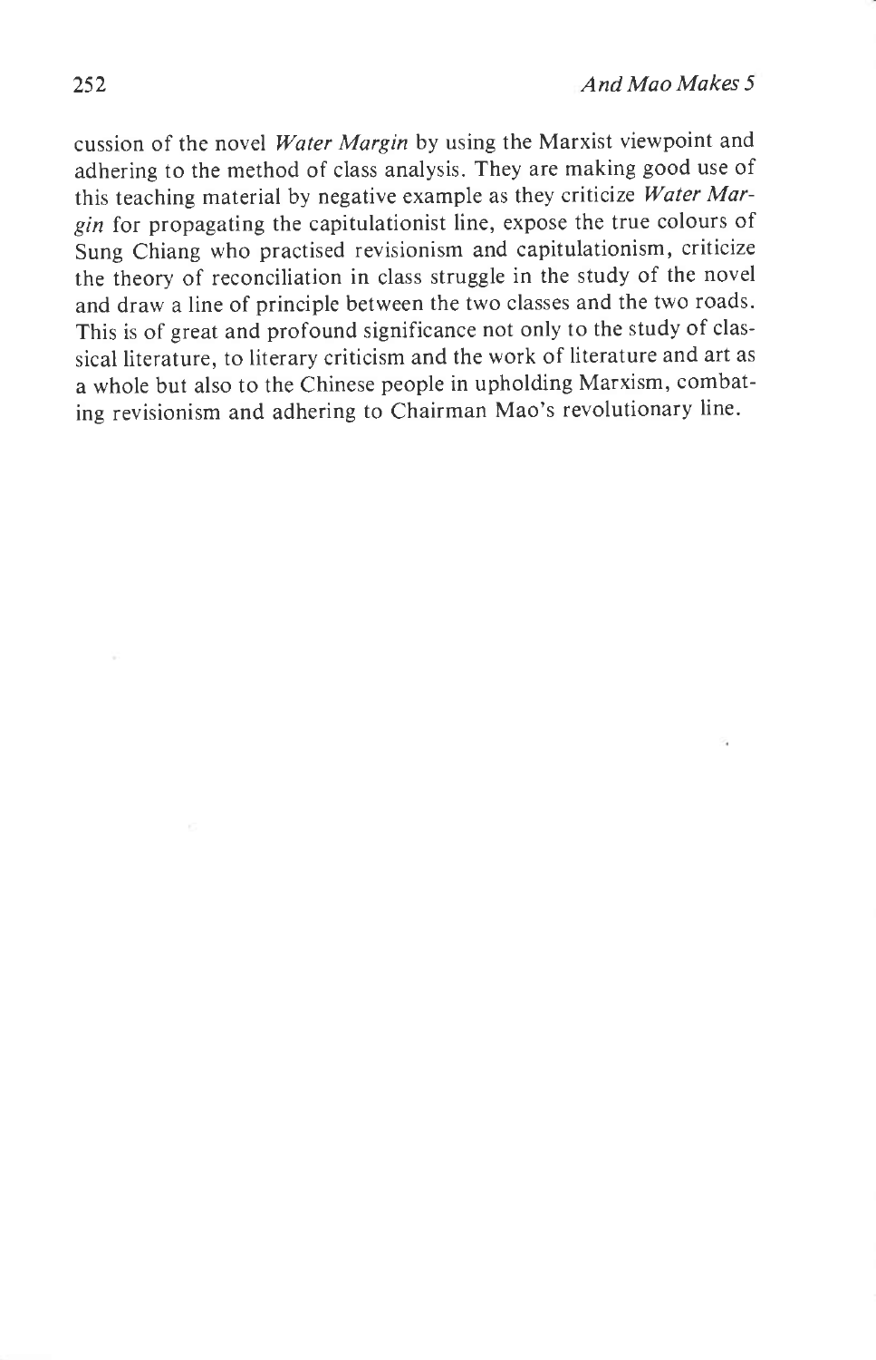cussion of the novel *Water Margin* by using the Marxist viewpoint and adhering to the method of class analysis. They are making good use of this teaching material by negative example as they criticize *Water Margin* for propagating the capitulationist line, expose the true colours of Sung Chiang who practised revisionism and capitulationism, criticize the theory of reconciliation in class struggle in the study of the novel and draw a line of principle between the two classes and the two roads. This is of great and profound significance not only to the study of classical literature, to literary criticism and the work of literature and art as a whole but also to the Chinese people in upholding Marxism, combating revisionism and adhering to Chairman Mao's revolutionary line.